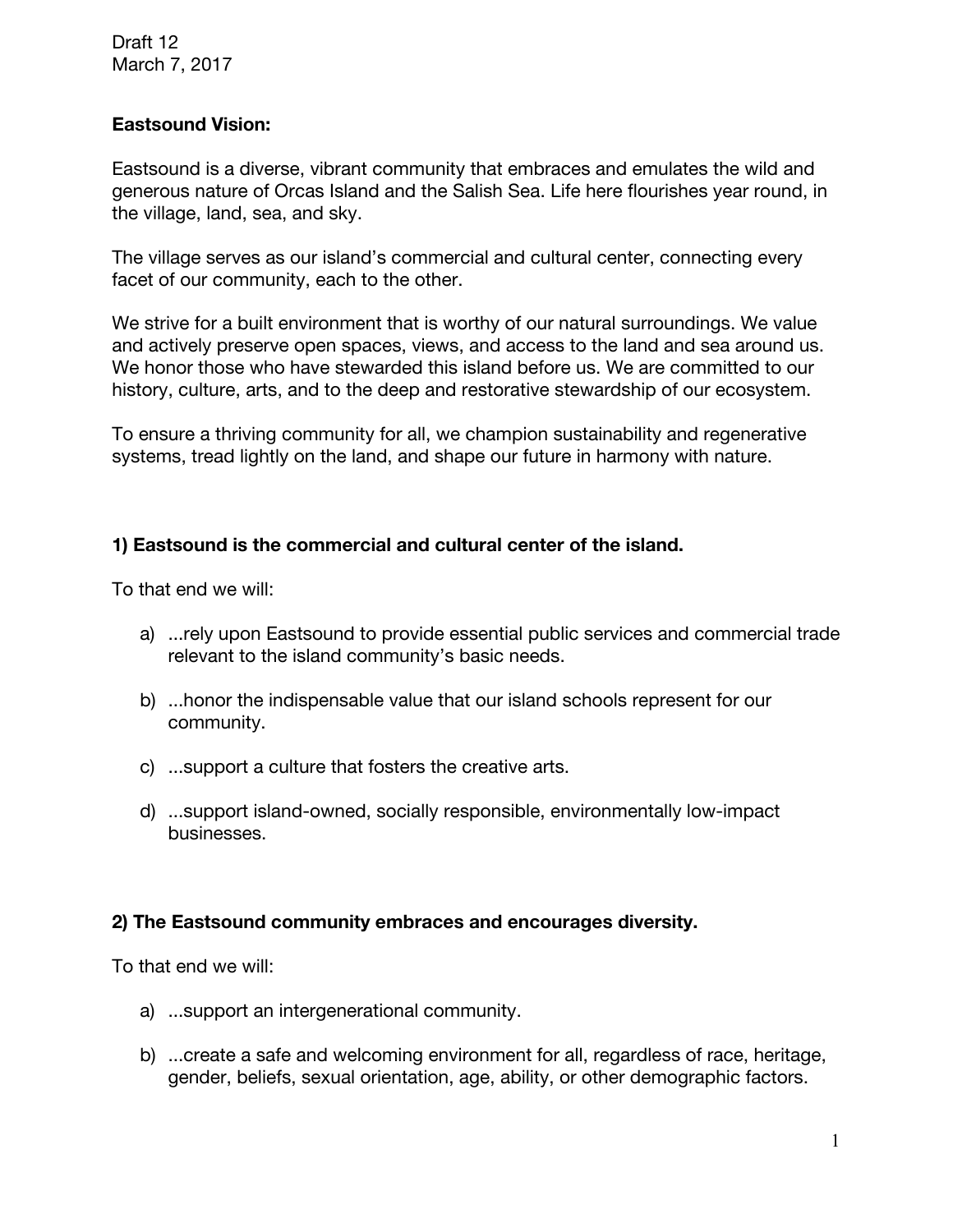Draft 12
March 7, 2017

**Eastsound Vision:**

Eastsound is a diverse, vibrant community that embraces and emulates the wild and generous nature of Orcas Island and the Salish Sea. Life here flourishes year round, in the village, land, sea, and sky.

The village serves as our island's commercial and cultural center, connecting every facet of our community, each to the other.

We strive for a built environment that is worthy of our natural surroundings. We value and actively preserve open spaces, views, and access to the land and sea around us. We honor those who have stewarded this island before us. We are committed to our history, culture, arts, and to the deep and restorative stewardship of our ecosystem.

To ensure a thriving community for all, we champion sustainability and regenerative systems, tread lightly on the land, and shape our future in harmony with nature.

**1) Eastsound is the commercial and cultural center of the island.**

To that end we will:

a) ...rely upon Eastsound to provide essential public services and commercial trade relevant to the island community's basic needs.

b) ...honor the indispensable value that our island schools represent for our community.

c) ...support a culture that fosters the creative arts.

d) ...support island-owned, socially responsible, environmentally low-impact businesses.

**2) The Eastsound community embraces and encourages diversity.**

To that end we will:

a) ...support an intergenerational community.

b) ...create a safe and welcoming environment for all, regardless of race, heritage, gender, beliefs, sexual orientation, age, ability, or other demographic factors.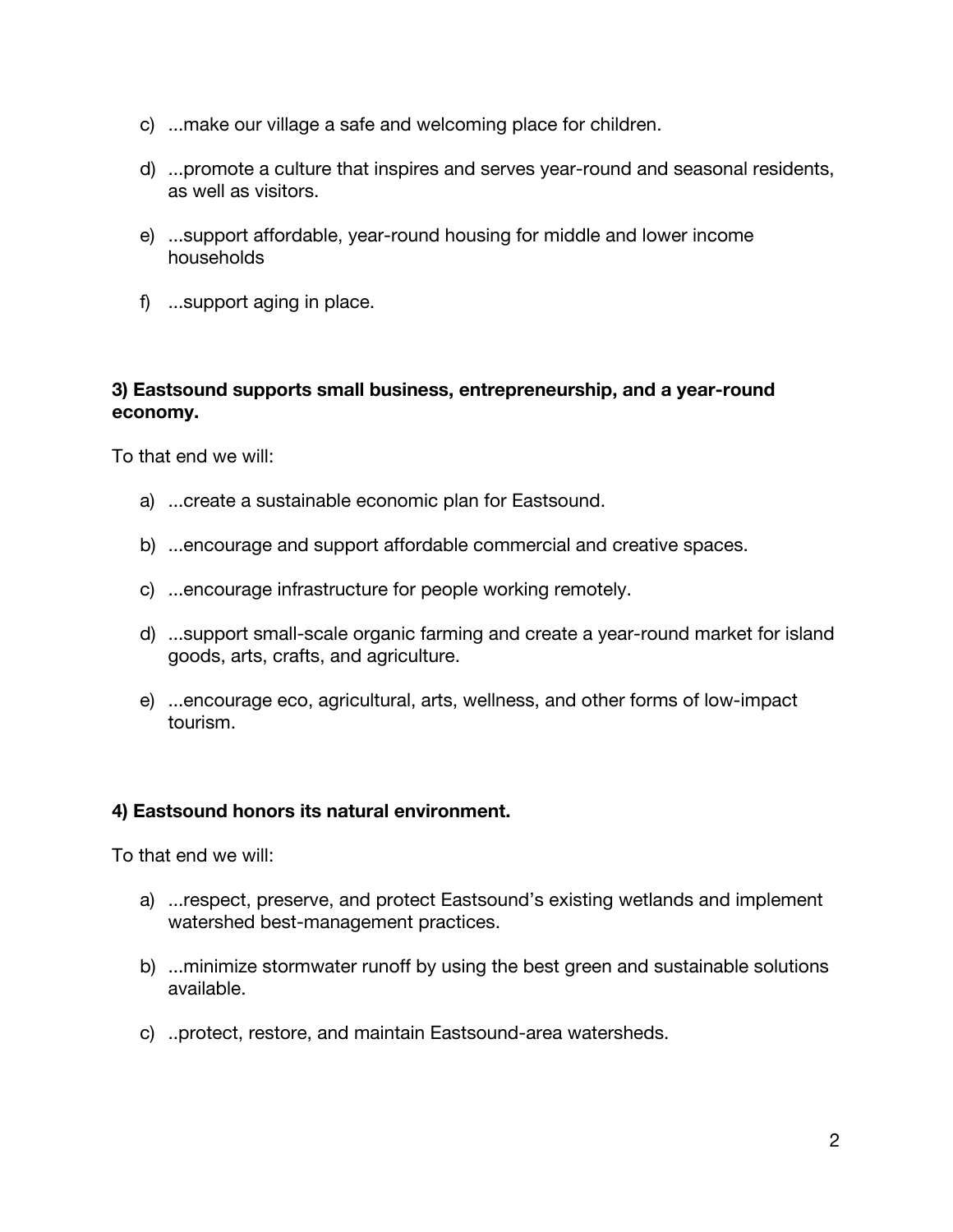c) ...make our village a safe and welcoming place for children.

d) ...promote a culture that inspires and serves year-round and seasonal residents, as well as visitors.

e) ...support affordable, year-round housing for middle and lower income households

f) ...support aging in place.

**3) Eastsound supports small business, entrepreneurship, and a year-round economy.**

To that end we will:

a) ...create a sustainable economic plan for Eastsound.

b) ...encourage and support affordable commercial and creative spaces.

c) ...encourage infrastructure for people working remotely.

d) ...support small-scale organic farming and create a year-round market for island goods, arts, crafts, and agriculture.

e) ...encourage eco, agricultural, arts, wellness, and other forms of low-impact tourism.

**4) Eastsound honors its natural environment.**

To that end we will:

a) ...respect, preserve, and protect Eastsound's existing wetlands and implement watershed best-management practices.

b) ...minimize stormwater runoff by using the best green and sustainable solutions available.

c) ..protect, restore, and maintain Eastsound-area watersheds.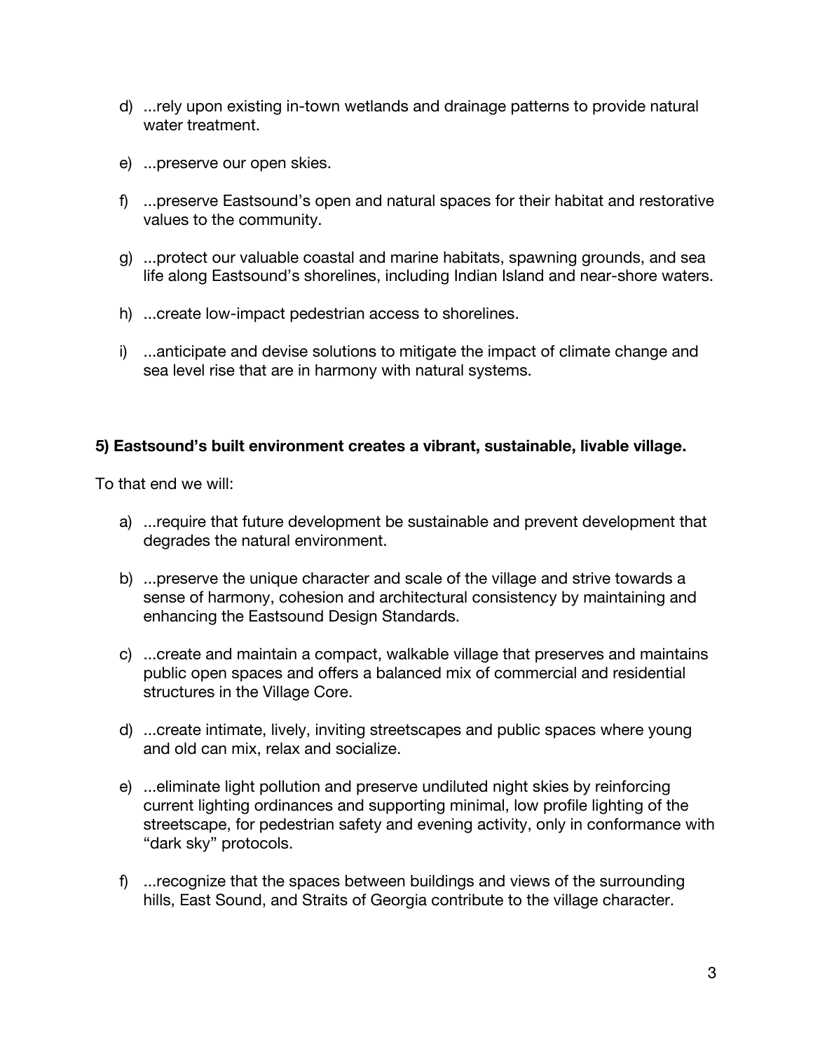d) ...rely upon existing in-town wetlands and drainage patterns to provide natural water treatment.

e) ...preserve our open skies.

f) ...preserve Eastsound's open and natural spaces for their habitat and restorative values to the community.

g) ...protect our valuable coastal and marine habitats, spawning grounds, and sea life along Eastsound's shorelines, including Indian Island and near-shore waters.

h) ...create low-impact pedestrian access to shorelines.

i) ...anticipate and devise solutions to mitigate the impact of climate change and sea level rise that are in harmony with natural systems.

**5) Eastsound's built environment creates a vibrant, sustainable, livable village.**

To that end we will:

a) ...require that future development be sustainable and prevent development that degrades the natural environment.

b) ...preserve the unique character and scale of the village and strive towards a sense of harmony, cohesion and architectural consistency by maintaining and enhancing the Eastsound Design Standards.

c) ...create and maintain a compact, walkable village that preserves and maintains public open spaces and offers a balanced mix of commercial and residential structures in the Village Core.

d) ...create intimate, lively, inviting streetscapes and public spaces where young and old can mix, relax and socialize.

e) ...eliminate light pollution and preserve undiluted night skies by reinforcing current lighting ordinances and supporting minimal, low profile lighting of the streetscape, for pedestrian safety and evening activity, only in conformance with "dark sky" protocols.

f) ...recognize that the spaces between buildings and views of the surrounding hills, East Sound, and Straits of Georgia contribute to the village character.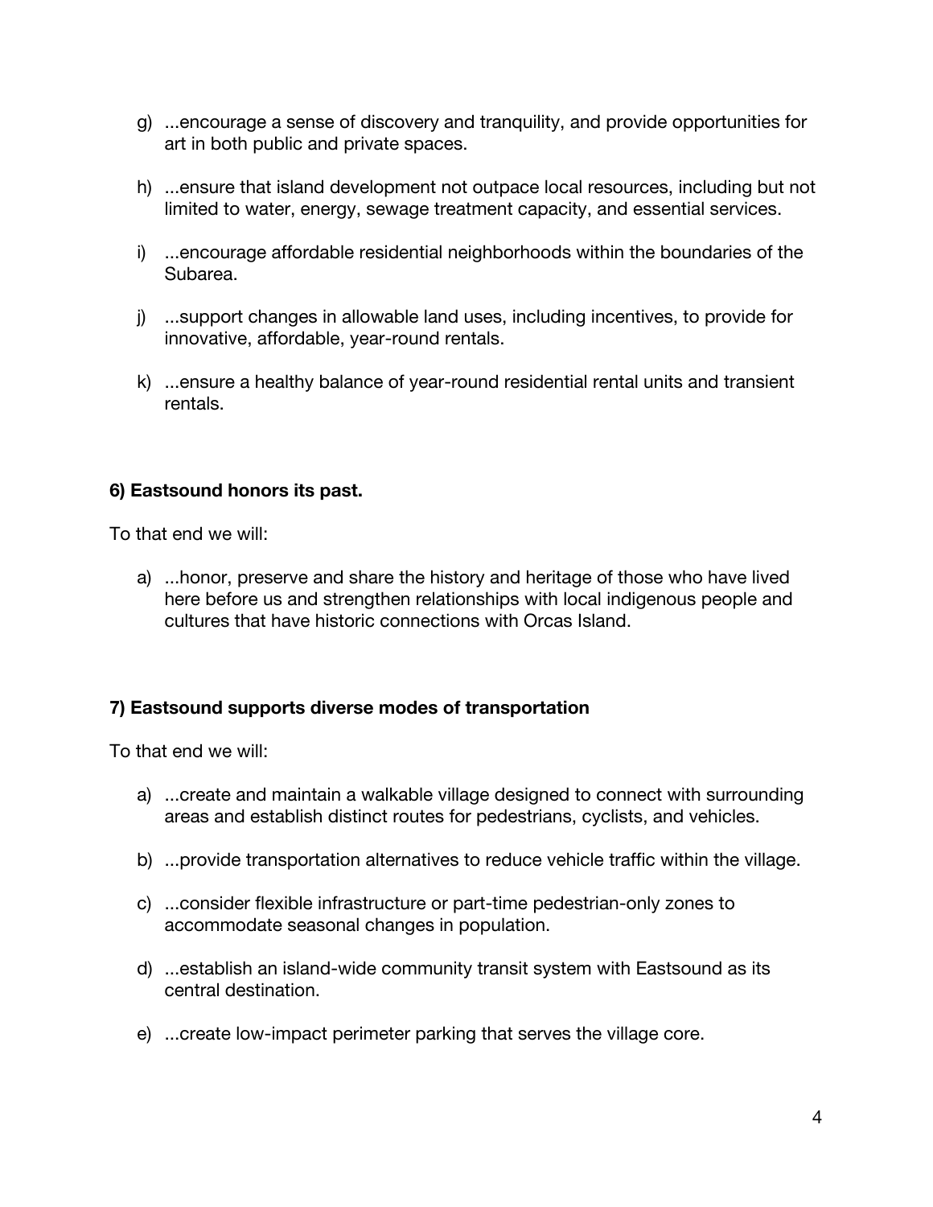g) ...encourage a sense of discovery and tranquility, and provide opportunities for art in both public and private spaces.

h) ...ensure that island development not outpace local resources, including but not limited to water, energy, sewage treatment capacity, and essential services.

i) ...encourage affordable residential neighborhoods within the boundaries of the Subarea.

j) ...support changes in allowable land uses, including incentives, to provide for innovative, affordable, year-round rentals.

k) ...ensure a healthy balance of year-round residential rental units and transient rentals.

**6) Eastsound honors its past.**

To that end we will:

a) ...honor, preserve and share the history and heritage of those who have lived here before us and strengthen relationships with local indigenous people and cultures that have historic connections with Orcas Island.

**7) Eastsound supports diverse modes of transportation**

To that end we will:

a) ...create and maintain a walkable village designed to connect with surrounding areas and establish distinct routes for pedestrians, cyclists, and vehicles.

b) ...provide transportation alternatives to reduce vehicle traffic within the village.

c) ...consider flexible infrastructure or part-time pedestrian-only zones to accommodate seasonal changes in population.

d) ...establish an island-wide community transit system with Eastsound as its central destination.

e) ...create low-impact perimeter parking that serves the village core.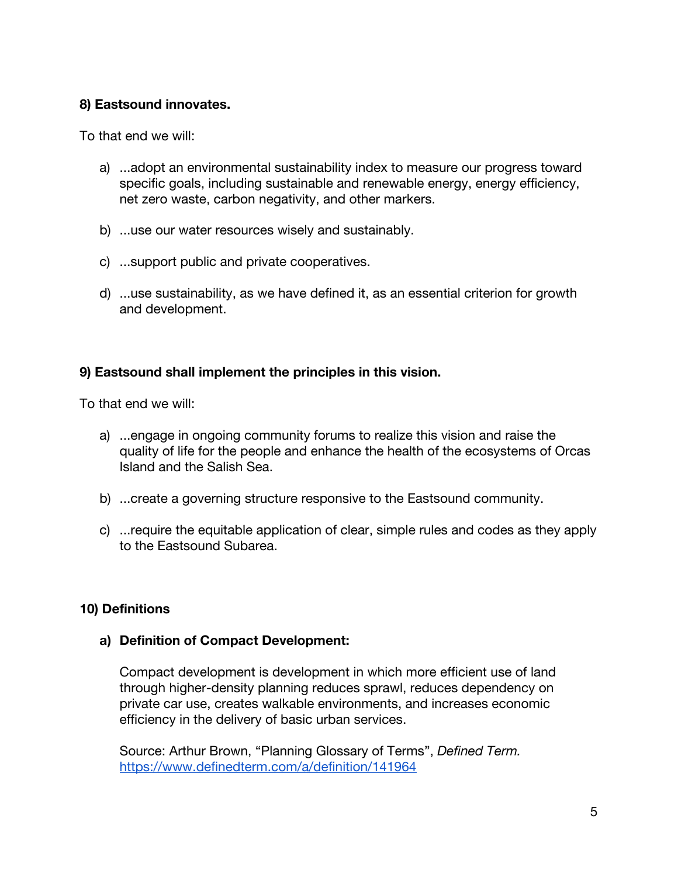**8) Eastsound innovates.**

To that end we will:

a) ...adopt an environmental sustainability index to measure our progress toward specific goals, including sustainable and renewable energy, energy efficiency, net zero waste, carbon negativity, and other markers.

b) ...use our water resources wisely and sustainably.

c) ...support public and private cooperatives.

d) ...use sustainability, as we have defined it, as an essential criterion for growth and development.

**9) Eastsound shall implement the principles in this vision.**

To that end we will:

a) ...engage in ongoing community forums to realize this vision and raise the quality of life for the people and enhance the health of the ecosystems of Orcas Island and the Salish Sea.

b) ...create a governing structure responsive to the Eastsound community.

c) ...require the equitable application of clear, simple rules and codes as they apply to the Eastsound Subarea.

**10) Definitions**

**a) Definition of Compact Development:**

Compact development is development in which more efficient use of land through higher-density planning reduces sprawl, reduces dependency on private car use, creates walkable environments, and increases economic efficiency in the delivery of basic urban services.

Source: Arthur Brown, "Planning Glossary of Terms", *Defined Term.* [https://www.definedterm.com/a/definition/141964](https://www.definedterm.com/a/definition/141964)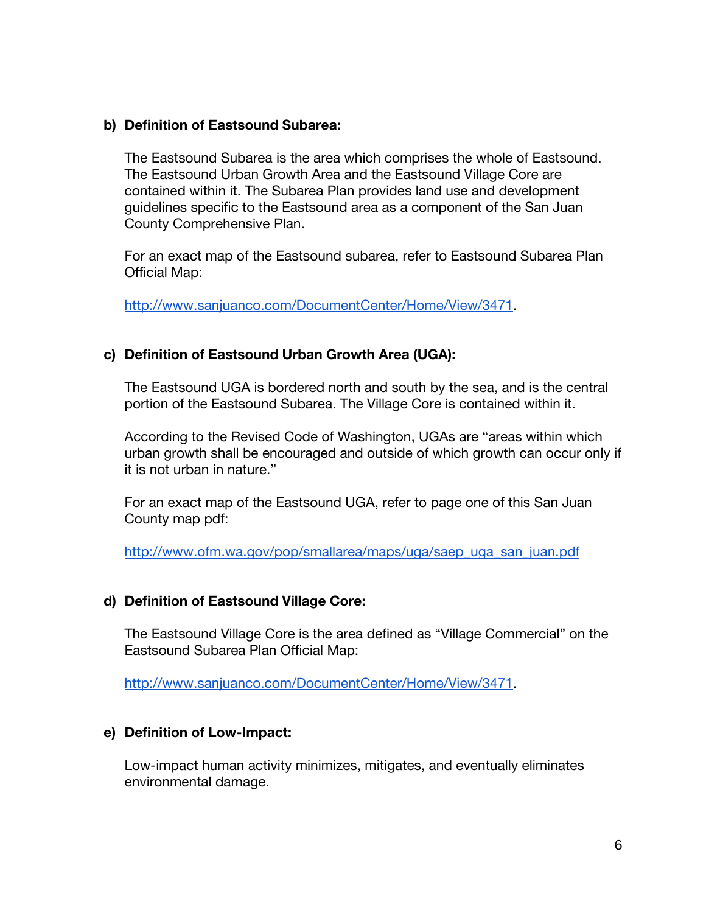**b) Definition of Eastsound Subarea:**

The Eastsound Subarea is the area which comprises the whole of Eastsound. The Eastsound Urban Growth Area and the Eastsound Village Core are contained within it. The Subarea Plan provides land use and development guidelines specific to the Eastsound area as a component of the San Juan County Comprehensive Plan.

For an exact map of the Eastsound subarea, refer to Eastsound Subarea Plan Official Map:

http://www.sanjuanco.com/DocumentCenter/Home/View/3471.

**c) Definition of Eastsound Urban Growth Area (UGA):**

The Eastsound UGA is bordered north and south by the sea, and is the central portion of the Eastsound Subarea. The Village Core is contained within it.

According to the Revised Code of Washington, UGAs are "areas within which urban growth shall be encouraged and outside of which growth can occur only if it is not urban in nature."

For an exact map of the Eastsound UGA, refer to page one of this San Juan County map pdf:

http://www.ofm.wa.gov/pop/smallarea/maps/uga/saep_uga_san_juan.pdf

**d) Definition of Eastsound Village Core:**

The Eastsound Village Core is the area defined as "Village Commercial" on the Eastsound Subarea Plan Official Map:

http://www.sanjuanco.com/DocumentCenter/Home/View/3471.

**e) Definition of Low-Impact:**

Low-impact human activity minimizes, mitigates, and eventually eliminates environmental damage.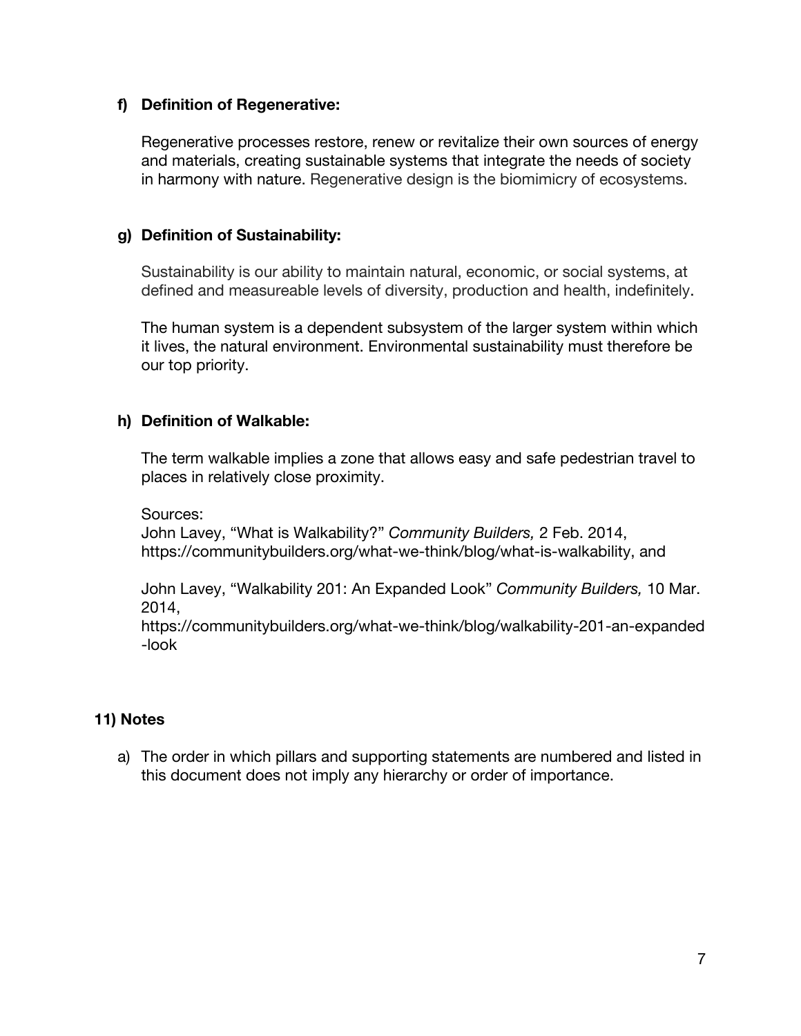**f) Definition of Regenerative:**

Regenerative processes restore, renew or revitalize their own sources of energy and materials, creating sustainable systems that integrate the needs of society in harmony with nature. Regenerative design is the biomimicry of ecosystems.

**g) Definition of Sustainability:**

Sustainability is our ability to maintain natural, economic, or social systems, at defined and measureable levels of diversity, production and health, indefinitely.

The human system is a dependent subsystem of the larger system within which it lives, the natural environment. Environmental sustainability must therefore be our top priority.

**h) Definition of Walkable:**

The term walkable implies a zone that allows easy and safe pedestrian travel to places in relatively close proximity.

Sources:
John Lavey, "What is Walkability?" *Community Builders,* 2 Feb. 2014, https://communitybuilders.org/what-we-think/blog/what-is-walkability, and

John Lavey, "Walkability 201: An Expanded Look" *Community Builders,* 10 Mar. 2014, https://communitybuilders.org/what-we-think/blog/walkability-201-an-expanded-look

## 11) Notes

a) The order in which pillars and supporting statements are numbered and listed in this document does not imply any hierarchy or order of importance.